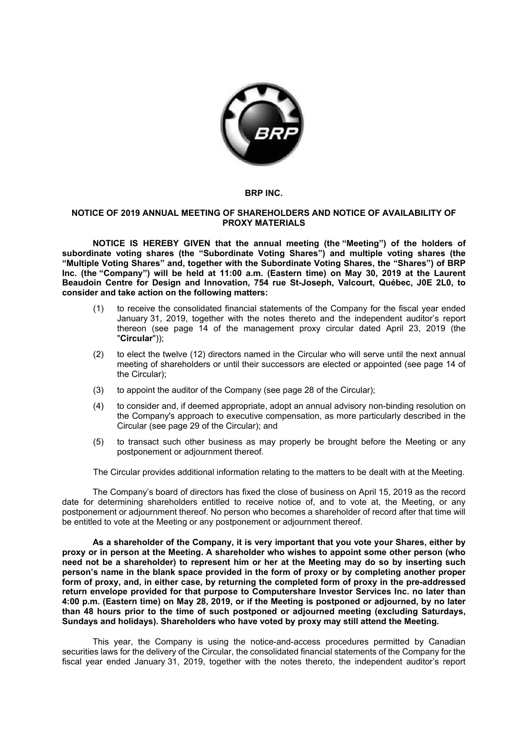**BRP INC.**

**NOTICE OF 2019 ANNUAL MEETING OF SHAREHOLDERS AND NOTICE OF AVAILABILITY OF PROXY MATERIALS**

**NOTICE IS HEREBY GIVEN that the annual meeting (the "Meeting") of the holders of subordinate voting shares (the "Subordinate Voting Shares") and multiple voting shares (the "Multiple Voting Shares" and, together with the Subordinate Voting Shares, the "Shares") of BRP Inc. (the "Company") will be held at 11:00 a.m. (Eastern time) on May 30, 2019 at the Laurent Beaudoin Centre for Design and Innovation, 754 rue St-Joseph, Valcourt, Québec, J0E 2L0, to consider and take action on the following matters:**

(1) to receive the consolidated financial statements of the Company for the fiscal year ended January 31, 2019, together with the notes thereto and the independent auditor's report thereon (see page 14 of the management proxy circular dated April 23, 2019 (the "**Circular**"));

(2) to elect the twelve (12) directors named in the Circular who will serve until the next annual meeting of shareholders or until their successors are elected or appointed (see page 14 of the Circular);

(3) to appoint the auditor of the Company (see page 28 of the Circular);

(4) to consider and, if deemed appropriate, adopt an annual advisory non-binding resolution on the Company's approach to executive compensation, as more particularly described in the Circular (see page 29 of the Circular); and

(5) to transact such other business as may properly be brought before the Meeting or any postponement or adjournment thereof.

The Circular provides additional information relating to the matters to be dealt with at the Meeting.

The Company's board of directors has fixed the close of business on April 15, 2019 as the record date for determining shareholders entitled to receive notice of, and to vote at, the Meeting, or any postponement or adjournment thereof. No person who becomes a shareholder of record after that time will be entitled to vote at the Meeting or any postponement or adjournment thereof.

**As a shareholder of the Company, it is very important that you vote your Shares, either by proxy or in person at the Meeting. A shareholder who wishes to appoint some other person (who need not be a shareholder) to represent him or her at the Meeting may do so by inserting such person's name in the blank space provided in the form of proxy or by completing another proper form of proxy, and, in either case, by returning the completed form of proxy in the pre-addressed return envelope provided for that purpose to Computershare Investor Services Inc. no later than 4:00 p.m. (Eastern time) on May 28, 2019, or if the Meeting is postponed or adjourned, by no later than 48 hours prior to the time of such postponed or adjourned meeting (excluding Saturdays, Sundays and holidays). Shareholders who have voted by proxy may still attend the Meeting.**

This year, the Company is using the notice-and-access procedures permitted by Canadian securities laws for the delivery of the Circular, the consolidated financial statements of the Company for the fiscal year ended January 31, 2019, together with the notes thereto, the independent auditor's report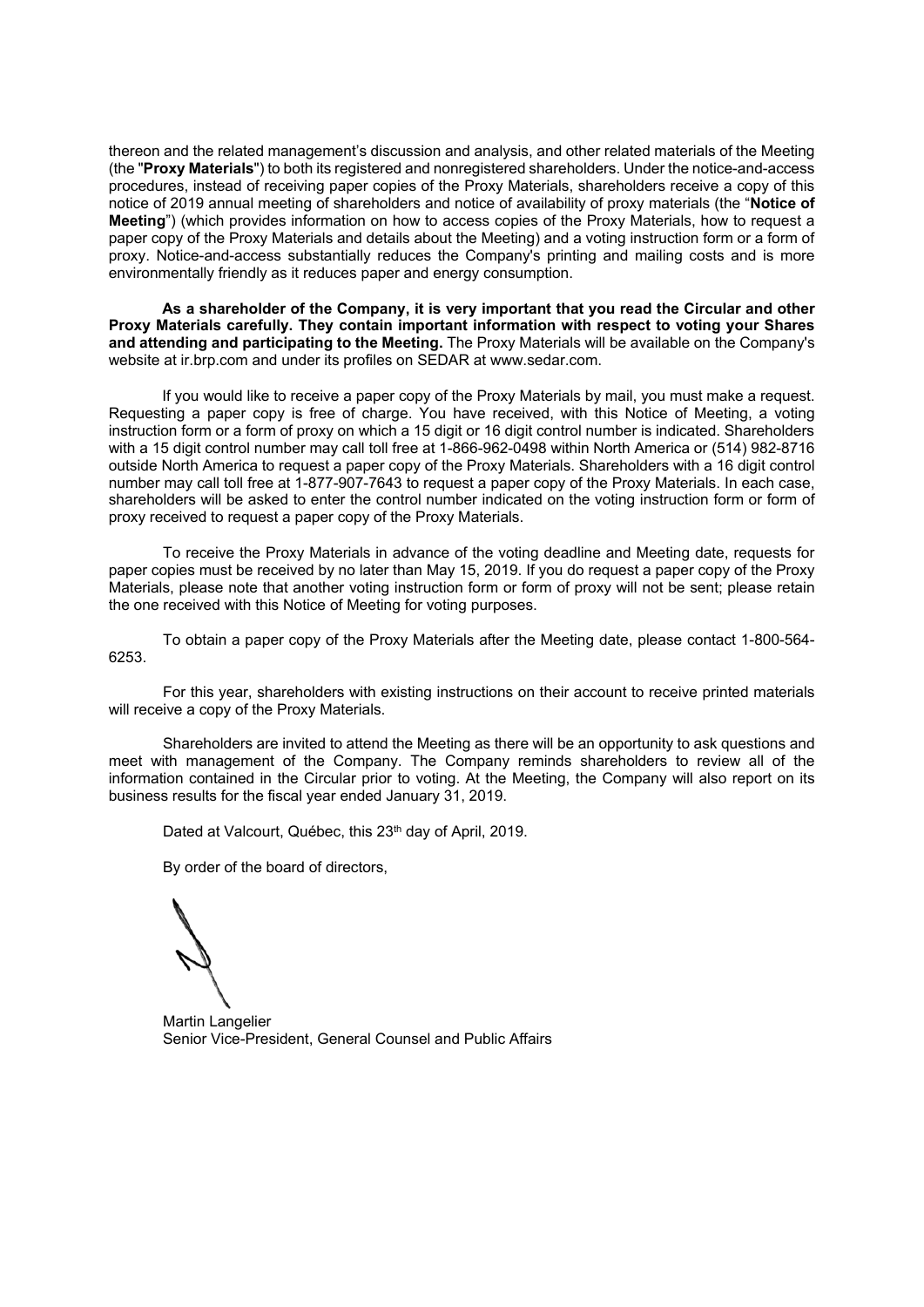thereon and the related management's discussion and analysis, and other related materials of the Meeting (the "**Proxy Materials**") to both its registered and nonregistered shareholders. Under the notice-and-access procedures, instead of receiving paper copies of the Proxy Materials, shareholders receive a copy of this notice of 2019 annual meeting of shareholders and notice of availability of proxy materials (the "**Notice of Meeting**") (which provides information on how to access copies of the Proxy Materials, how to request a paper copy of the Proxy Materials and details about the Meeting) and a voting instruction form or a form of proxy. Notice-and-access substantially reduces the Company's printing and mailing costs and is more environmentally friendly as it reduces paper and energy consumption.

**As a shareholder of the Company, it is very important that you read the Circular and other Proxy Materials carefully. They contain important information with respect to voting your Shares and attending and participating to the Meeting.** The Proxy Materials will be available on the Company's website at ir.brp.com and under its profiles on SEDAR at www.sedar.com.

If you would like to receive a paper copy of the Proxy Materials by mail, you must make a request. Requesting a paper copy is free of charge. You have received, with this Notice of Meeting, a voting instruction form or a form of proxy on which a 15 digit or 16 digit control number is indicated. Shareholders with a 15 digit control number may call toll free at 1-866-962-0498 within North America or (514) 982-8716 outside North America to request a paper copy of the Proxy Materials. Shareholders with a 16 digit control number may call toll free at 1-877-907-7643 to request a paper copy of the Proxy Materials. In each case, shareholders will be asked to enter the control number indicated on the voting instruction form or form of proxy received to request a paper copy of the Proxy Materials.

To receive the Proxy Materials in advance of the voting deadline and Meeting date, requests for paper copies must be received by no later than May 15, 2019. If you do request a paper copy of the Proxy Materials, please note that another voting instruction form or form of proxy will not be sent; please retain the one received with this Notice of Meeting for voting purposes.

To obtain a paper copy of the Proxy Materials after the Meeting date, please contact 1-800-564-6253.

For this year, shareholders with existing instructions on their account to receive printed materials will receive a copy of the Proxy Materials.

Shareholders are invited to attend the Meeting as there will be an opportunity to ask questions and meet with management of the Company. The Company reminds shareholders to review all of the information contained in the Circular prior to voting. At the Meeting, the Company will also report on its business results for the fiscal year ended January 31, 2019.

Dated at Valcourt, Québec, this 23th day of April, 2019.

By order of the board of directors,

Martin Langelier
Senior Vice-President, General Counsel and Public Affairs